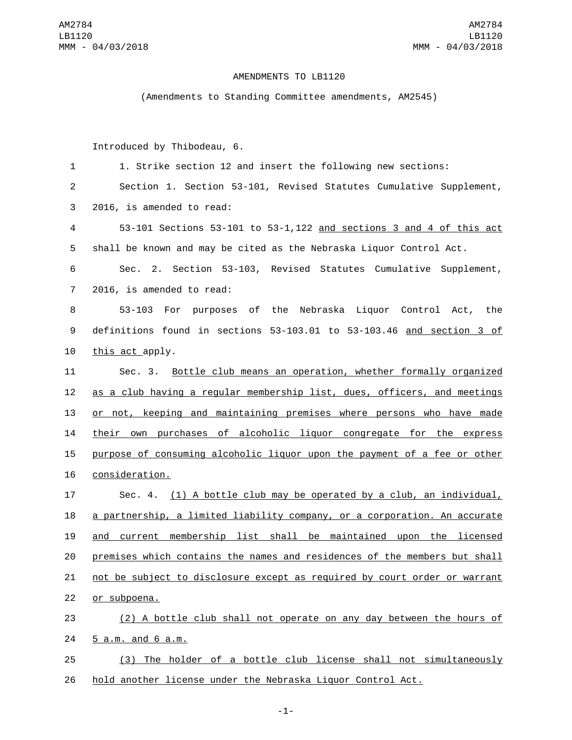AMENDMENTS TO LB1120

(Amendments to Standing Committee amendments, AM2545)

Introduced by Thibodeau, 6.

1. Strike section 12 and insert the following new sections:

Section 1. Section 53-101, Revised Statutes Cumulative Supplement, 2016, is amended to read:

53-101 Sections 53-101 to 53-1,122 and sections 3 and 4 of this act shall be known and may be cited as the Nebraska Liquor Control Act.

Sec. 2. Section 53-103, Revised Statutes Cumulative Supplement, 2016, is amended to read:

53-103 For purposes of the Nebraska Liquor Control Act, the definitions found in sections 53-103.01 to 53-103.46 and section 3 of this act apply.

Sec. 3. Bottle club means an operation, whether formally organized as a club having a regular membership list, dues, officers, and meetings or not, keeping and maintaining premises where persons who have made their own purchases of alcoholic liquor congregate for the express purpose of consuming alcoholic liquor upon the payment of a fee or other consideration.

Sec. 4. (1) A bottle club may be operated by a club, an individual, a partnership, a limited liability company, or a corporation. An accurate and current membership list shall be maintained upon the licensed premises which contains the names and residences of the members but shall not be subject to disclosure except as required by court order or warrant or subpoena.

(2) A bottle club shall not operate on any day between the hours of 5 a.m. and 6 a.m.

(3) The holder of a bottle club license shall not simultaneously hold another license under the Nebraska Liquor Control Act.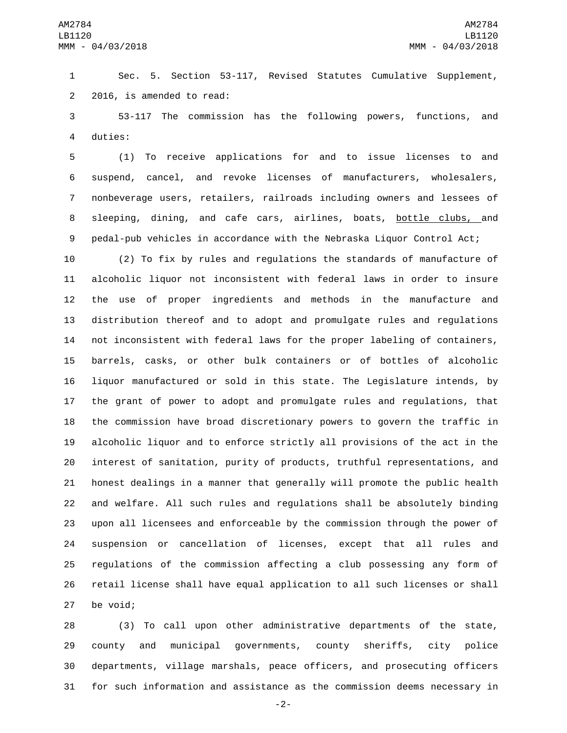Sec. 5. Section 53-117, Revised Statutes Cumulative Supplement, 2016, is amended to read:

53-117 The commission has the following powers, functions, and duties:

(1) To receive applications for and to issue licenses to and suspend, cancel, and revoke licenses of manufacturers, wholesalers, nonbeverage users, retailers, railroads including owners and lessees of sleeping, dining, and cafe cars, airlines, boats, <u>bottle clubs,</u> and pedal-pub vehicles in accordance with the Nebraska Liquor Control Act;

(2) To fix by rules and regulations the standards of manufacture of alcoholic liquor not inconsistent with federal laws in order to insure the use of proper ingredients and methods in the manufacture and distribution thereof and to adopt and promulgate rules and regulations not inconsistent with federal laws for the proper labeling of containers, barrels, casks, or other bulk containers or of bottles of alcoholic liquor manufactured or sold in this state. The Legislature intends, by the grant of power to adopt and promulgate rules and regulations, that the commission have broad discretionary powers to govern the traffic in alcoholic liquor and to enforce strictly all provisions of the act in the interest of sanitation, purity of products, truthful representations, and honest dealings in a manner that generally will promote the public health and welfare. All such rules and regulations shall be absolutely binding upon all licensees and enforceable by the commission through the power of suspension or cancellation of licenses, except that all rules and regulations of the commission affecting a club possessing any form of retail license shall have equal application to all such licenses or shall be void;

(3) To call upon other administrative departments of the state, county and municipal governments, county sheriffs, city police departments, village marshals, peace officers, and prosecuting officers for such information and assistance as the commission deems necessary in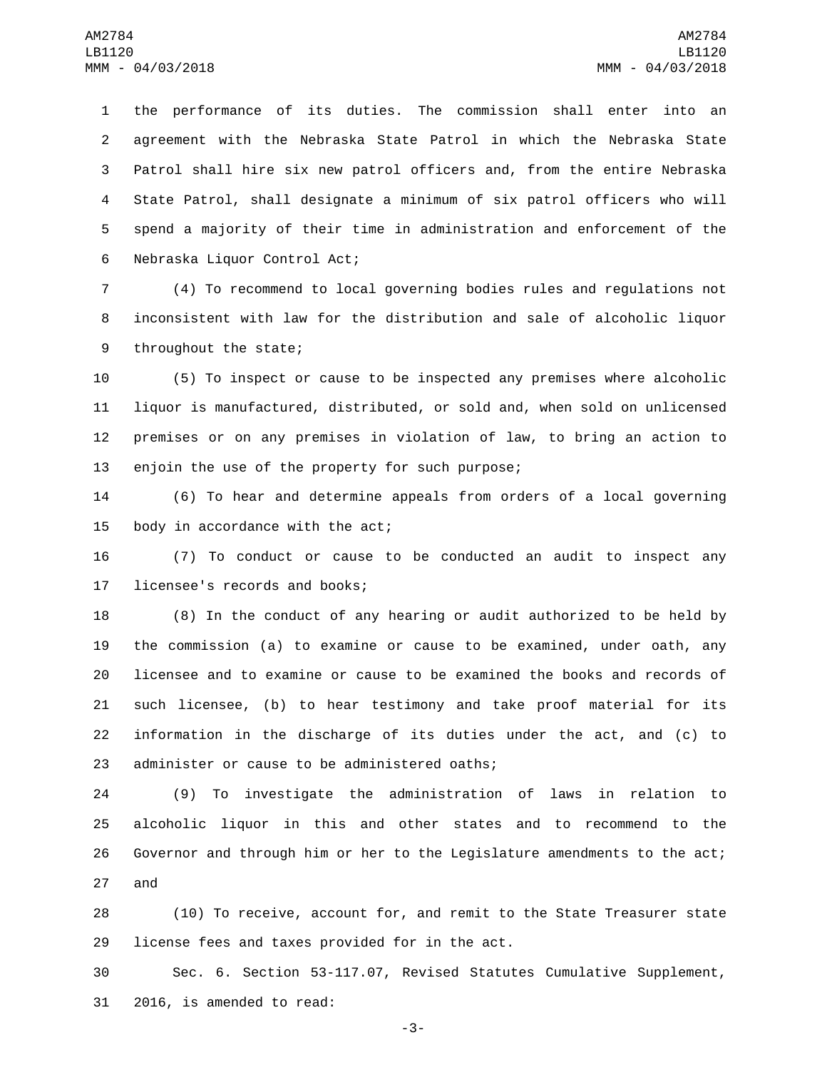the performance of its duties. The commission shall enter into an agreement with the Nebraska State Patrol in which the Nebraska State Patrol shall hire six new patrol officers and, from the entire Nebraska State Patrol, shall designate a minimum of six patrol officers who will spend a majority of their time in administration and enforcement of the Nebraska Liquor Control Act;

(4) To recommend to local governing bodies rules and regulations not inconsistent with law for the distribution and sale of alcoholic liquor throughout the state;

(5) To inspect or cause to be inspected any premises where alcoholic liquor is manufactured, distributed, or sold and, when sold on unlicensed premises or on any premises in violation of law, to bring an action to enjoin the use of the property for such purpose;

(6) To hear and determine appeals from orders of a local governing body in accordance with the act;

(7) To conduct or cause to be conducted an audit to inspect any licensee's records and books;

(8) In the conduct of any hearing or audit authorized to be held by the commission (a) to examine or cause to be examined, under oath, any licensee and to examine or cause to be examined the books and records of such licensee, (b) to hear testimony and take proof material for its information in the discharge of its duties under the act, and (c) to administer or cause to be administered oaths;

(9) To investigate the administration of laws in relation to alcoholic liquor in this and other states and to recommend to the Governor and through him or her to the Legislature amendments to the act; and

(10) To receive, account for, and remit to the State Treasurer state license fees and taxes provided for in the act.

Sec. 6. Section 53-117.07, Revised Statutes Cumulative Supplement, 2016, is amended to read: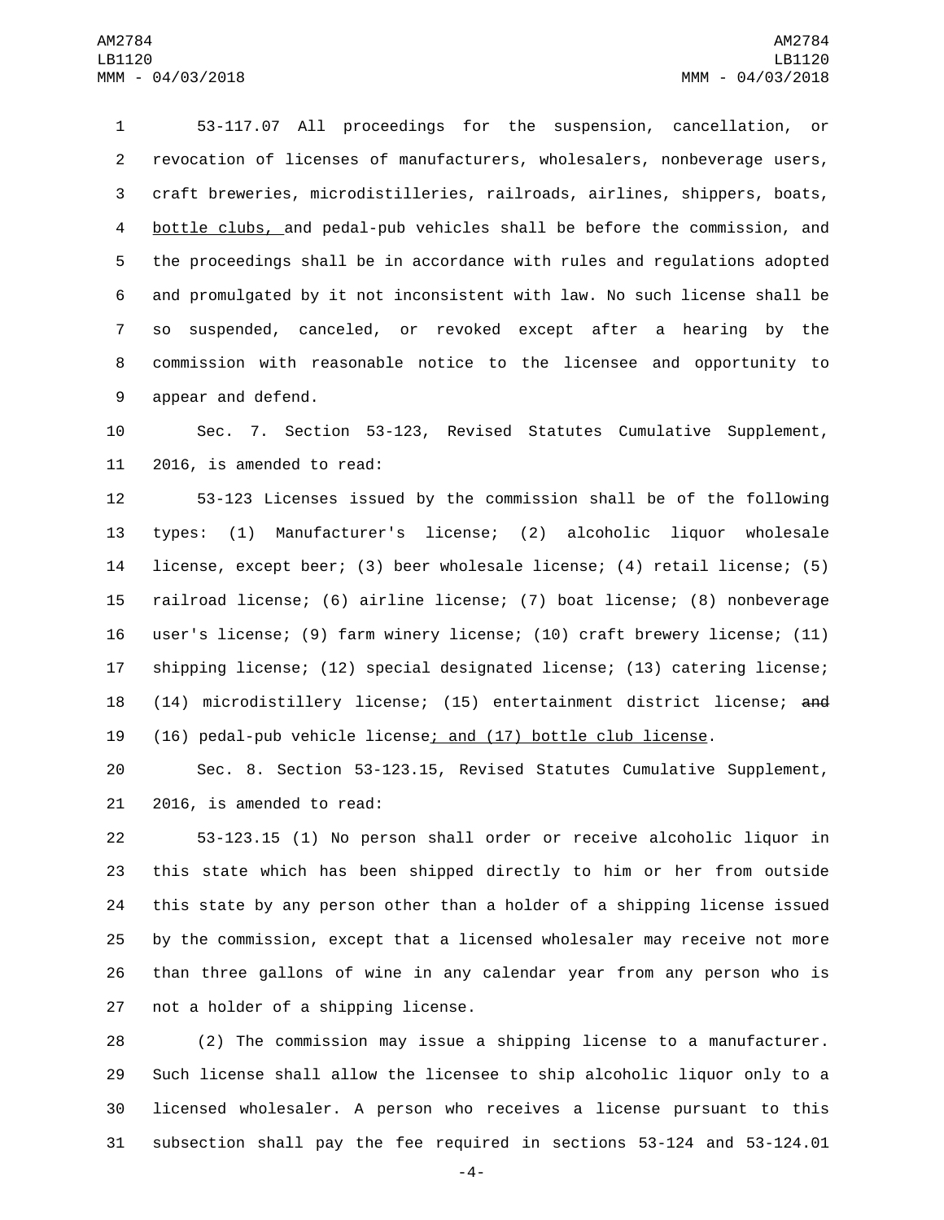53-117.07 All proceedings for the suspension, cancellation, or revocation of licenses of manufacturers, wholesalers, nonbeverage users, craft breweries, microdistilleries, railroads, airlines, shippers, boats, bottle clubs, and pedal-pub vehicles shall be before the commission, and the proceedings shall be in accordance with rules and regulations adopted and promulgated by it not inconsistent with law. No such license shall be so suspended, canceled, or revoked except after a hearing by the commission with reasonable notice to the licensee and opportunity to appear and defend.

Sec. 7. Section 53-123, Revised Statutes Cumulative Supplement, 2016, is amended to read:

53-123 Licenses issued by the commission shall be of the following types: (1) Manufacturer's license; (2) alcoholic liquor wholesale license, except beer; (3) beer wholesale license; (4) retail license; (5) railroad license; (6) airline license; (7) boat license; (8) nonbeverage user's license; (9) farm winery license; (10) craft brewery license; (11) shipping license; (12) special designated license; (13) catering license; (14) microdistillery license; (15) entertainment district license; ~~and~~ (16) pedal-pub vehicle license; and (17) bottle club license.

Sec. 8. Section 53-123.15, Revised Statutes Cumulative Supplement, 2016, is amended to read:

53-123.15 (1) No person shall order or receive alcoholic liquor in this state which has been shipped directly to him or her from outside this state by any person other than a holder of a shipping license issued by the commission, except that a licensed wholesaler may receive not more than three gallons of wine in any calendar year from any person who is not a holder of a shipping license.

(2) The commission may issue a shipping license to a manufacturer. Such license shall allow the licensee to ship alcoholic liquor only to a licensed wholesaler. A person who receives a license pursuant to this subsection shall pay the fee required in sections 53-124 and 53-124.01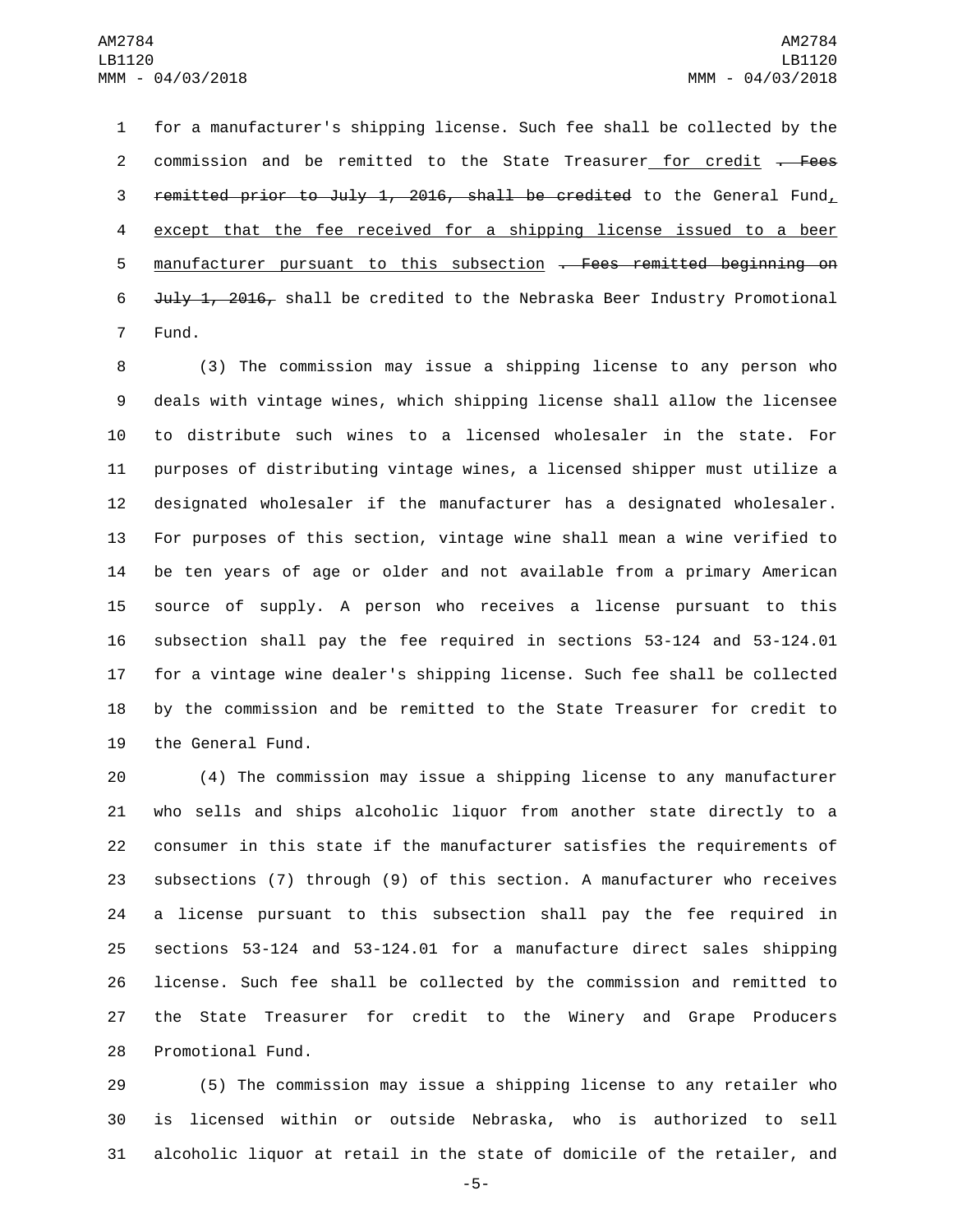for a manufacturer's shipping license. Such fee shall be collected by the commission and be remitted to the State Treasurer for credit ~~. Fees remitted prior to July 1, 2016, shall be credited~~ to the General Fund, except that the fee received for a shipping license issued to a beer manufacturer pursuant to this subsection ~~. Fees remitted beginning on July 1, 2016,~~ shall be credited to the Nebraska Beer Industry Promotional Fund.

(3) The commission may issue a shipping license to any person who deals with vintage wines, which shipping license shall allow the licensee to distribute such wines to a licensed wholesaler in the state. For purposes of distributing vintage wines, a licensed shipper must utilize a designated wholesaler if the manufacturer has a designated wholesaler. For purposes of this section, vintage wine shall mean a wine verified to be ten years of age or older and not available from a primary American source of supply. A person who receives a license pursuant to this subsection shall pay the fee required in sections 53-124 and 53-124.01 for a vintage wine dealer's shipping license. Such fee shall be collected by the commission and be remitted to the State Treasurer for credit to the General Fund.

(4) The commission may issue a shipping license to any manufacturer who sells and ships alcoholic liquor from another state directly to a consumer in this state if the manufacturer satisfies the requirements of subsections (7) through (9) of this section. A manufacturer who receives a license pursuant to this subsection shall pay the fee required in sections 53-124 and 53-124.01 for a manufacture direct sales shipping license. Such fee shall be collected by the commission and remitted to the State Treasurer for credit to the Winery and Grape Producers Promotional Fund.

(5) The commission may issue a shipping license to any retailer who is licensed within or outside Nebraska, who is authorized to sell alcoholic liquor at retail in the state of domicile of the retailer, and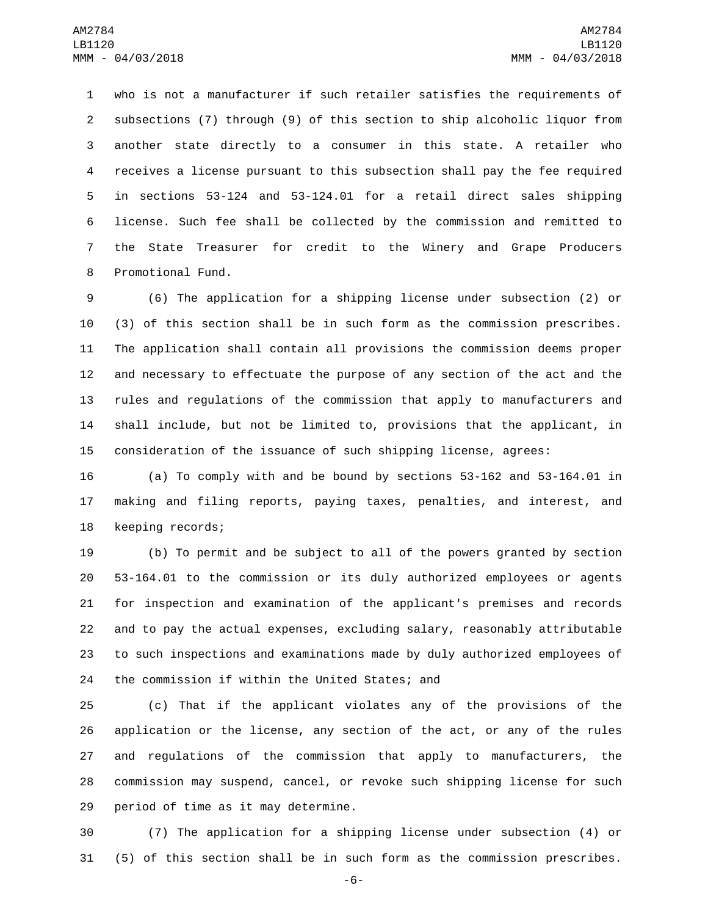who is not a manufacturer if such retailer satisfies the requirements of subsections (7) through (9) of this section to ship alcoholic liquor from another state directly to a consumer in this state. A retailer who receives a license pursuant to this subsection shall pay the fee required in sections 53-124 and 53-124.01 for a retail direct sales shipping license. Such fee shall be collected by the commission and remitted to the State Treasurer for credit to the Winery and Grape Producers Promotional Fund.

(6) The application for a shipping license under subsection (2) or (3) of this section shall be in such form as the commission prescribes. The application shall contain all provisions the commission deems proper and necessary to effectuate the purpose of any section of the act and the rules and regulations of the commission that apply to manufacturers and shall include, but not be limited to, provisions that the applicant, in consideration of the issuance of such shipping license, agrees:

(a) To comply with and be bound by sections 53-162 and 53-164.01 in making and filing reports, paying taxes, penalties, and interest, and keeping records;

(b) To permit and be subject to all of the powers granted by section 53-164.01 to the commission or its duly authorized employees or agents for inspection and examination of the applicant's premises and records and to pay the actual expenses, excluding salary, reasonably attributable to such inspections and examinations made by duly authorized employees of the commission if within the United States; and

(c) That if the applicant violates any of the provisions of the application or the license, any section of the act, or any of the rules and regulations of the commission that apply to manufacturers, the commission may suspend, cancel, or revoke such shipping license for such period of time as it may determine.

(7) The application for a shipping license under subsection (4) or (5) of this section shall be in such form as the commission prescribes.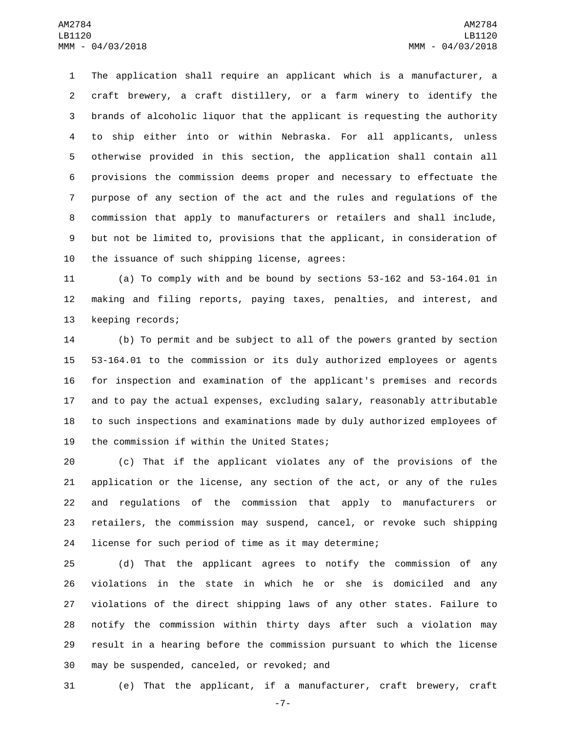The application shall require an applicant which is a manufacturer, a craft brewery, a craft distillery, or a farm winery to identify the brands of alcoholic liquor that the applicant is requesting the authority to ship either into or within Nebraska. For all applicants, unless otherwise provided in this section, the application shall contain all provisions the commission deems proper and necessary to effectuate the purpose of any section of the act and the rules and regulations of the commission that apply to manufacturers or retailers and shall include, but not be limited to, provisions that the applicant, in consideration of the issuance of such shipping license, agrees:

(a) To comply with and be bound by sections 53-162 and 53-164.01 in making and filing reports, paying taxes, penalties, and interest, and keeping records;

(b) To permit and be subject to all of the powers granted by section 53-164.01 to the commission or its duly authorized employees or agents for inspection and examination of the applicant's premises and records and to pay the actual expenses, excluding salary, reasonably attributable to such inspections and examinations made by duly authorized employees of the commission if within the United States;

(c) That if the applicant violates any of the provisions of the application or the license, any section of the act, or any of the rules and regulations of the commission that apply to manufacturers or retailers, the commission may suspend, cancel, or revoke such shipping license for such period of time as it may determine;

(d) That the applicant agrees to notify the commission of any violations in the state in which he or she is domiciled and any violations of the direct shipping laws of any other states. Failure to notify the commission within thirty days after such a violation may result in a hearing before the commission pursuant to which the license may be suspended, canceled, or revoked; and

(e) That the applicant, if a manufacturer, craft brewery, craft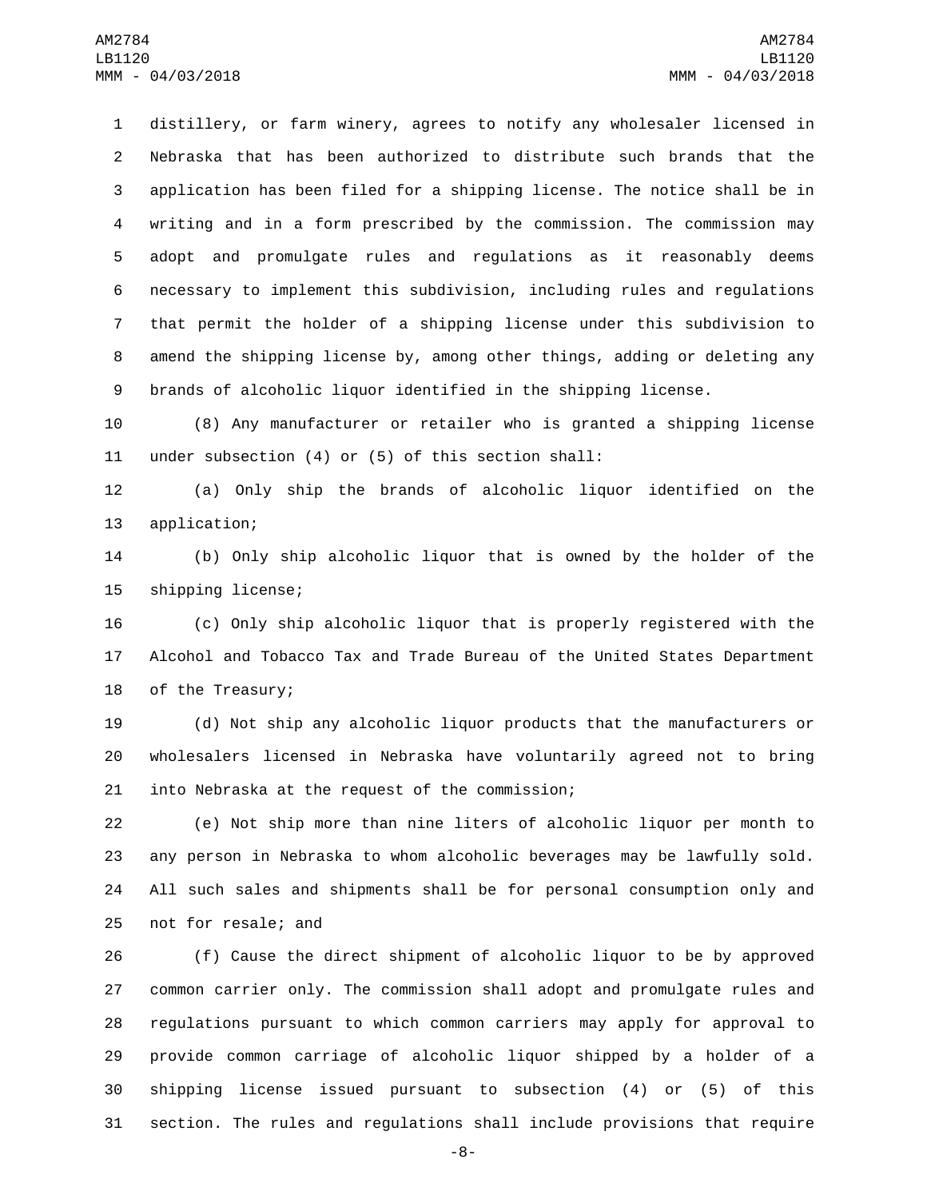distillery, or farm winery, agrees to notify any wholesaler licensed in Nebraska that has been authorized to distribute such brands that the application has been filed for a shipping license. The notice shall be in writing and in a form prescribed by the commission. The commission may adopt and promulgate rules and regulations as it reasonably deems necessary to implement this subdivision, including rules and regulations that permit the holder of a shipping license under this subdivision to amend the shipping license by, among other things, adding or deleting any brands of alcoholic liquor identified in the shipping license.

(8) Any manufacturer or retailer who is granted a shipping license under subsection (4) or (5) of this section shall:

(a) Only ship the brands of alcoholic liquor identified on the application;

(b) Only ship alcoholic liquor that is owned by the holder of the shipping license;

(c) Only ship alcoholic liquor that is properly registered with the Alcohol and Tobacco Tax and Trade Bureau of the United States Department of the Treasury;

(d) Not ship any alcoholic liquor products that the manufacturers or wholesalers licensed in Nebraska have voluntarily agreed not to bring into Nebraska at the request of the commission;

(e) Not ship more than nine liters of alcoholic liquor per month to any person in Nebraska to whom alcoholic beverages may be lawfully sold. All such sales and shipments shall be for personal consumption only and not for resale; and

(f) Cause the direct shipment of alcoholic liquor to be by approved common carrier only. The commission shall adopt and promulgate rules and regulations pursuant to which common carriers may apply for approval to provide common carriage of alcoholic liquor shipped by a holder of a shipping license issued pursuant to subsection (4) or (5) of this section. The rules and regulations shall include provisions that require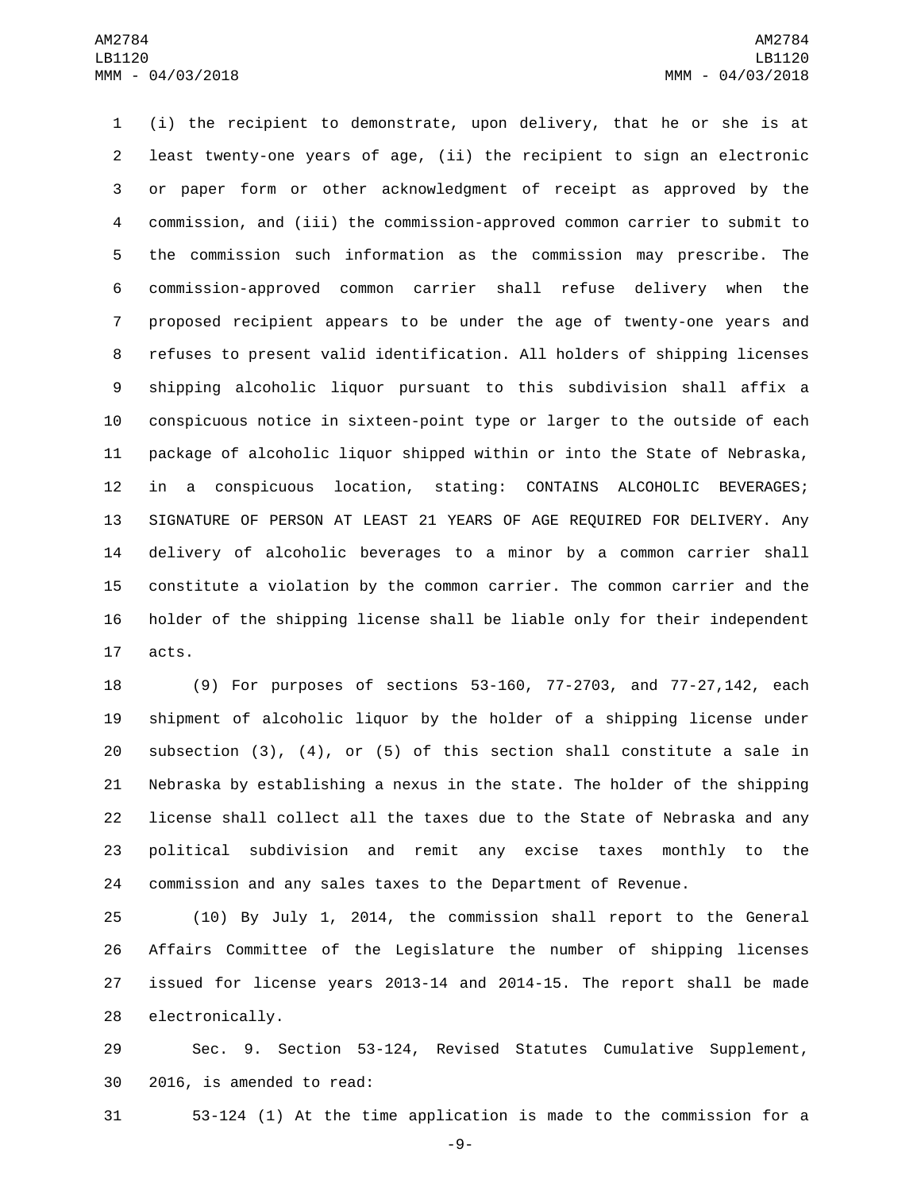(i) the recipient to demonstrate, upon delivery, that he or she is at least twenty-one years of age, (ii) the recipient to sign an electronic or paper form or other acknowledgment of receipt as approved by the commission, and (iii) the commission-approved common carrier to submit to the commission such information as the commission may prescribe. The commission-approved common carrier shall refuse delivery when the proposed recipient appears to be under the age of twenty-one years and refuses to present valid identification. All holders of shipping licenses shipping alcoholic liquor pursuant to this subdivision shall affix a conspicuous notice in sixteen-point type or larger to the outside of each package of alcoholic liquor shipped within or into the State of Nebraska, in a conspicuous location, stating: CONTAINS ALCOHOLIC BEVERAGES; SIGNATURE OF PERSON AT LEAST 21 YEARS OF AGE REQUIRED FOR DELIVERY. Any delivery of alcoholic beverages to a minor by a common carrier shall constitute a violation by the common carrier. The common carrier and the holder of the shipping license shall be liable only for their independent acts.

(9) For purposes of sections 53-160, 77-2703, and 77-27,142, each shipment of alcoholic liquor by the holder of a shipping license under subsection (3), (4), or (5) of this section shall constitute a sale in Nebraska by establishing a nexus in the state. The holder of the shipping license shall collect all the taxes due to the State of Nebraska and any political subdivision and remit any excise taxes monthly to the commission and any sales taxes to the Department of Revenue.

(10) By July 1, 2014, the commission shall report to the General Affairs Committee of the Legislature the number of shipping licenses issued for license years 2013-14 and 2014-15. The report shall be made electronically.

Sec. 9. Section 53-124, Revised Statutes Cumulative Supplement, 2016, is amended to read:

53-124 (1) At the time application is made to the commission for a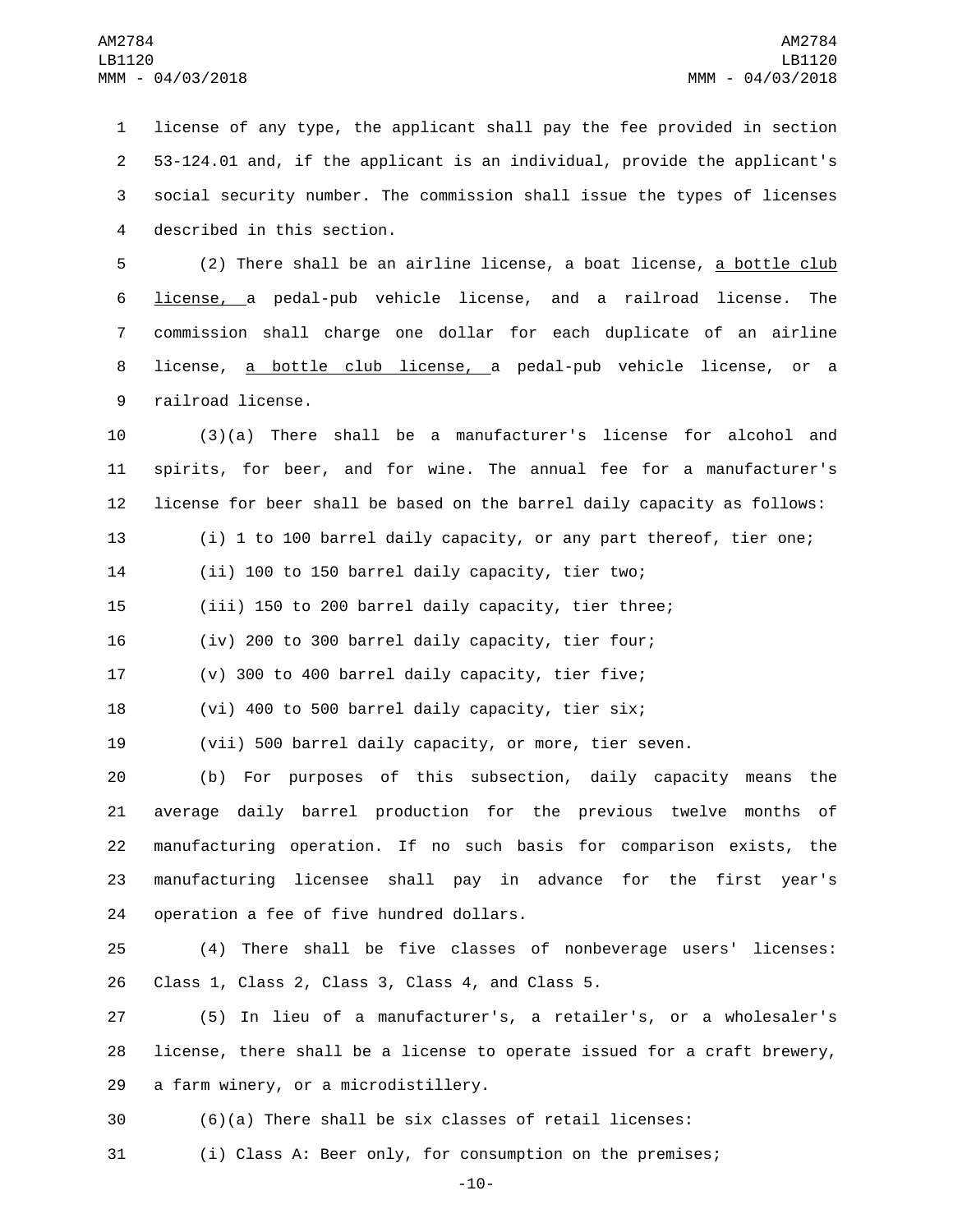license of any type, the applicant shall pay the fee provided in section 53-124.01 and, if the applicant is an individual, provide the applicant's social security number. The commission shall issue the types of licenses described in this section.

(2) There shall be an airline license, a boat license, a bottle club license, a pedal-pub vehicle license, and a railroad license. The commission shall charge one dollar for each duplicate of an airline license, a bottle club license, a pedal-pub vehicle license, or a railroad license.

(3)(a) There shall be a manufacturer's license for alcohol and spirits, for beer, and for wine. The annual fee for a manufacturer's license for beer shall be based on the barrel daily capacity as follows:

(i) 1 to 100 barrel daily capacity, or any part thereof, tier one;

(ii) 100 to 150 barrel daily capacity, tier two;

(iii) 150 to 200 barrel daily capacity, tier three;

(iv) 200 to 300 barrel daily capacity, tier four;

(v) 300 to 400 barrel daily capacity, tier five;

(vi) 400 to 500 barrel daily capacity, tier six;

(vii) 500 barrel daily capacity, or more, tier seven.

(b) For purposes of this subsection, daily capacity means the average daily barrel production for the previous twelve months of manufacturing operation. If no such basis for comparison exists, the manufacturing licensee shall pay in advance for the first year's operation a fee of five hundred dollars.

(4) There shall be five classes of nonbeverage users' licenses: Class 1, Class 2, Class 3, Class 4, and Class 5.

(5) In lieu of a manufacturer's, a retailer's, or a wholesaler's license, there shall be a license to operate issued for a craft brewery, a farm winery, or a microdistillery.

(6)(a) There shall be six classes of retail licenses:

(i) Class A: Beer only, for consumption on the premises;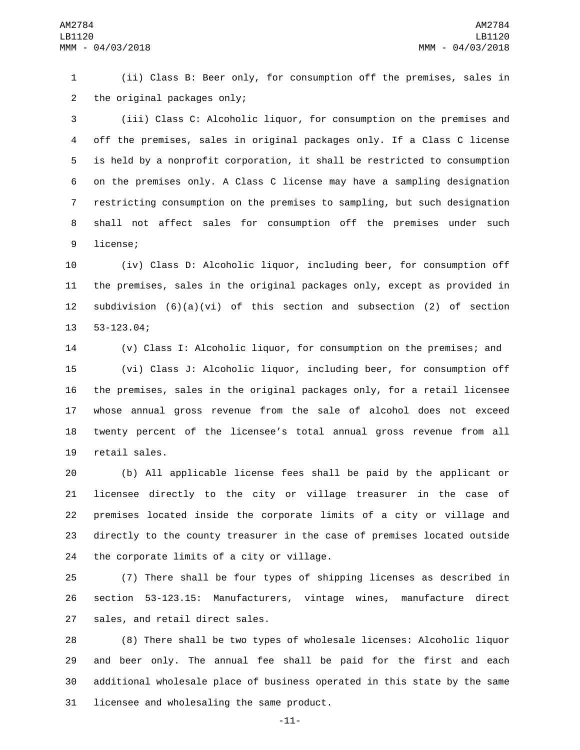(ii) Class B: Beer only, for consumption off the premises, sales in the original packages only;

(iii) Class C: Alcoholic liquor, for consumption on the premises and off the premises, sales in original packages only. If a Class C license is held by a nonprofit corporation, it shall be restricted to consumption on the premises only. A Class C license may have a sampling designation restricting consumption on the premises to sampling, but such designation shall not affect sales for consumption off the premises under such license;

(iv) Class D: Alcoholic liquor, including beer, for consumption off the premises, sales in the original packages only, except as provided in subdivision (6)(a)(vi) of this section and subsection (2) of section 53-123.04;

(v) Class I: Alcoholic liquor, for consumption on the premises; and

(vi) Class J: Alcoholic liquor, including beer, for consumption off the premises, sales in the original packages only, for a retail licensee whose annual gross revenue from the sale of alcohol does not exceed twenty percent of the licensee's total annual gross revenue from all retail sales.

(b) All applicable license fees shall be paid by the applicant or licensee directly to the city or village treasurer in the case of premises located inside the corporate limits of a city or village and directly to the county treasurer in the case of premises located outside the corporate limits of a city or village.

(7) There shall be four types of shipping licenses as described in section 53-123.15: Manufacturers, vintage wines, manufacture direct sales, and retail direct sales.

(8) There shall be two types of wholesale licenses: Alcoholic liquor and beer only. The annual fee shall be paid for the first and each additional wholesale place of business operated in this state by the same licensee and wholesaling the same product.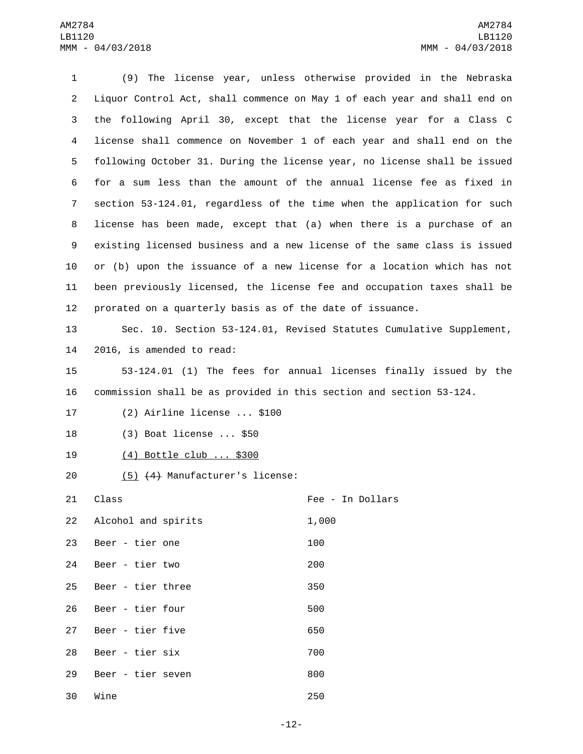(9) The license year, unless otherwise provided in the Nebraska Liquor Control Act, shall commence on May 1 of each year and shall end on the following April 30, except that the license year for a Class C license shall commence on November 1 of each year and shall end on the following October 31. During the license year, no license shall be issued for a sum less than the amount of the annual license fee as fixed in section 53-124.01, regardless of the time when the application for such license has been made, except that (a) when there is a purchase of an existing licensed business and a new license of the same class is issued or (b) upon the issuance of a new license for a location which has not been previously licensed, the license fee and occupation taxes shall be prorated on a quarterly basis as of the date of issuance.

Sec. 10. Section 53-124.01, Revised Statutes Cumulative Supplement, 2016, is amended to read:

53-124.01 (1) The fees for annual licenses finally issued by the commission shall be as provided in this section and section 53-124.

(2) Airline license ... $100

(3) Boat license ... $50

<u>(4) Bottle club ... $300</u>

<u>(5)</u> ~~(4)~~ Manufacturer's license:

| Class | Fee - In Dollars |
|---|---|
| Alcohol and spirits | 1,000 |
| Beer - tier one | 100 |
| Beer - tier two | 200 |
| Beer - tier three | 350 |
| Beer - tier four | 500 |
| Beer - tier five | 650 |
| Beer - tier six | 700 |
| Beer - tier seven | 800 |
| Wine | 250 |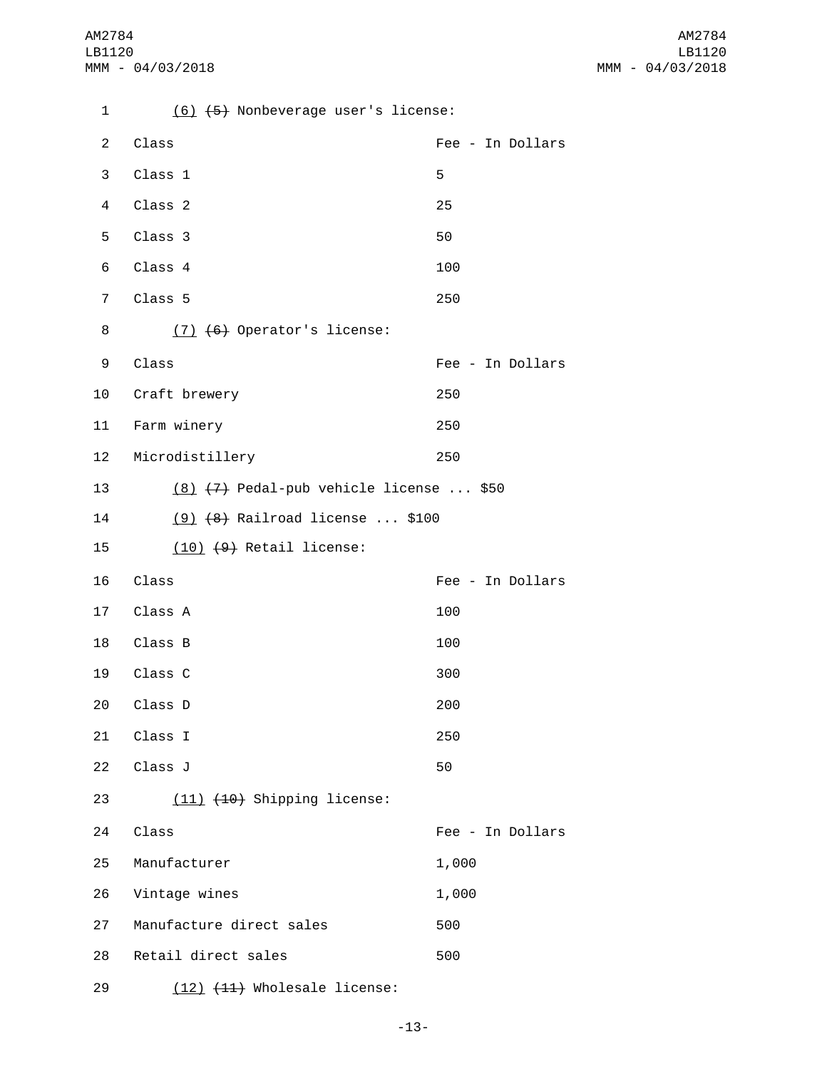(6) ~~(5)~~ Nonbeverage user's license:

| Class | Fee - In Dollars |
|---|---|
| Class 1 | 5 |
| Class 2 | 25 |
| Class 3 | 50 |
| Class 4 | 100 |
| Class 5 | 250 |

(7) ~~(6)~~ Operator's license:

| Class | Fee - In Dollars |
|---|---|
| Craft brewery | 250 |
| Farm winery | 250 |
| Microdistillery | 250 |

(8) ~~(7)~~ Pedal-pub vehicle license ... $50

(9) ~~(8)~~ Railroad license ... $100

(10) ~~(9)~~ Retail license:

| Class | Fee - In Dollars |
|---|---|
| Class A | 100 |
| Class B | 100 |
| Class C | 300 |
| Class D | 200 |
| Class I | 250 |
| Class J | 50 |

(11) ~~(10)~~ Shipping license:

| Class | Fee - In Dollars |
|---|---|
| Manufacturer | 1,000 |
| Vintage wines | 1,000 |
| Manufacture direct sales | 500 |
| Retail direct sales | 500 |

(12) ~~(11)~~ Wholesale license: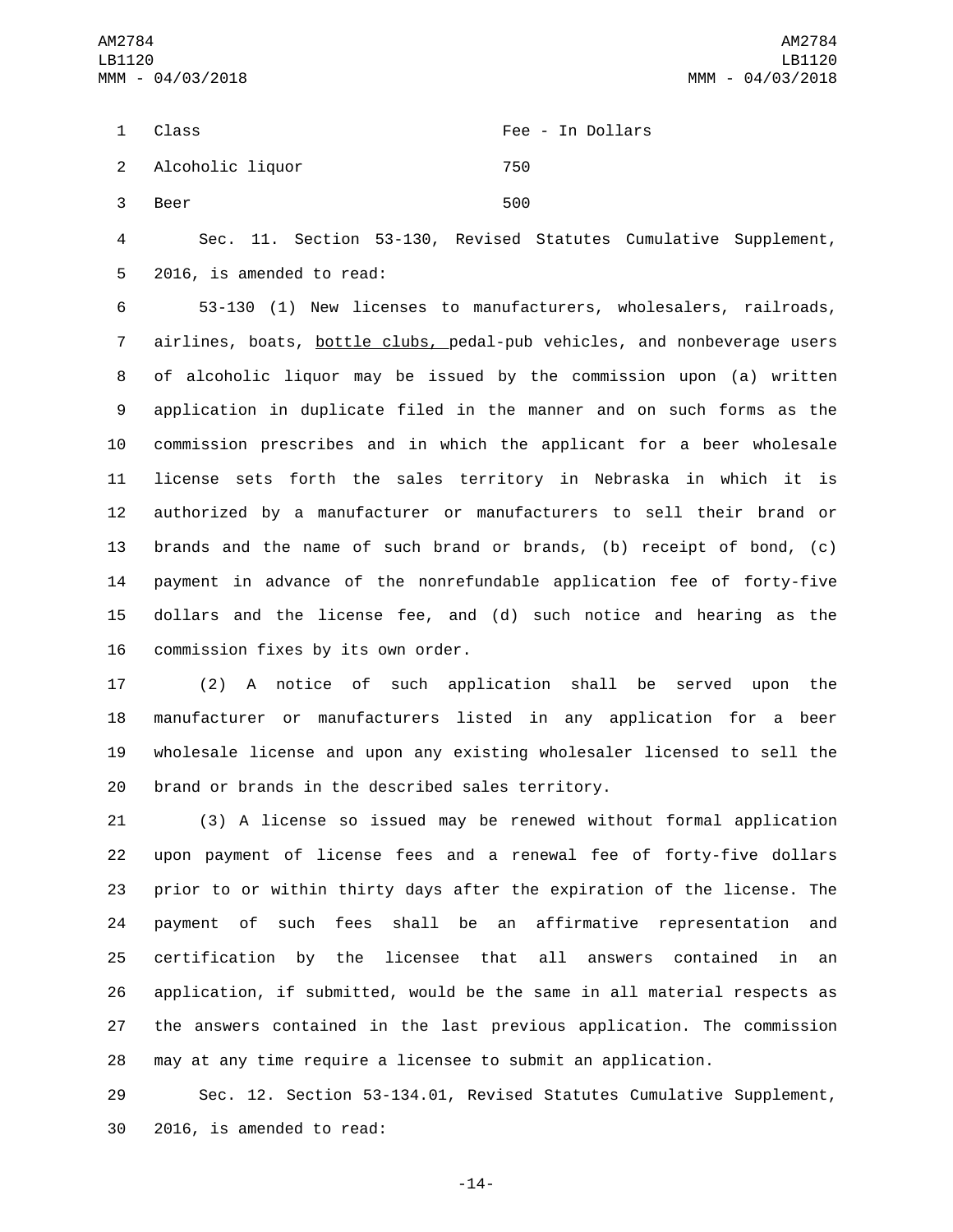| Class | Fee - In Dollars |
| --- | --- |
| Alcoholic liquor | 750 |
| Beer | 500 |

Sec. 11. Section 53-130, Revised Statutes Cumulative Supplement, 2016, is amended to read:

53-130 (1) New licenses to manufacturers, wholesalers, railroads, airlines, boats, <u>bottle clubs,</u> pedal-pub vehicles, and nonbeverage users of alcoholic liquor may be issued by the commission upon (a) written application in duplicate filed in the manner and on such forms as the commission prescribes and in which the applicant for a beer wholesale license sets forth the sales territory in Nebraska in which it is authorized by a manufacturer or manufacturers to sell their brand or brands and the name of such brand or brands, (b) receipt of bond, (c) payment in advance of the nonrefundable application fee of forty-five dollars and the license fee, and (d) such notice and hearing as the commission fixes by its own order.

(2) A notice of such application shall be served upon the manufacturer or manufacturers listed in any application for a beer wholesale license and upon any existing wholesaler licensed to sell the brand or brands in the described sales territory.

(3) A license so issued may be renewed without formal application upon payment of license fees and a renewal fee of forty-five dollars prior to or within thirty days after the expiration of the license. The payment of such fees shall be an affirmative representation and certification by the licensee that all answers contained in an application, if submitted, would be the same in all material respects as the answers contained in the last previous application. The commission may at any time require a licensee to submit an application.

Sec. 12. Section 53-134.01, Revised Statutes Cumulative Supplement, 2016, is amended to read: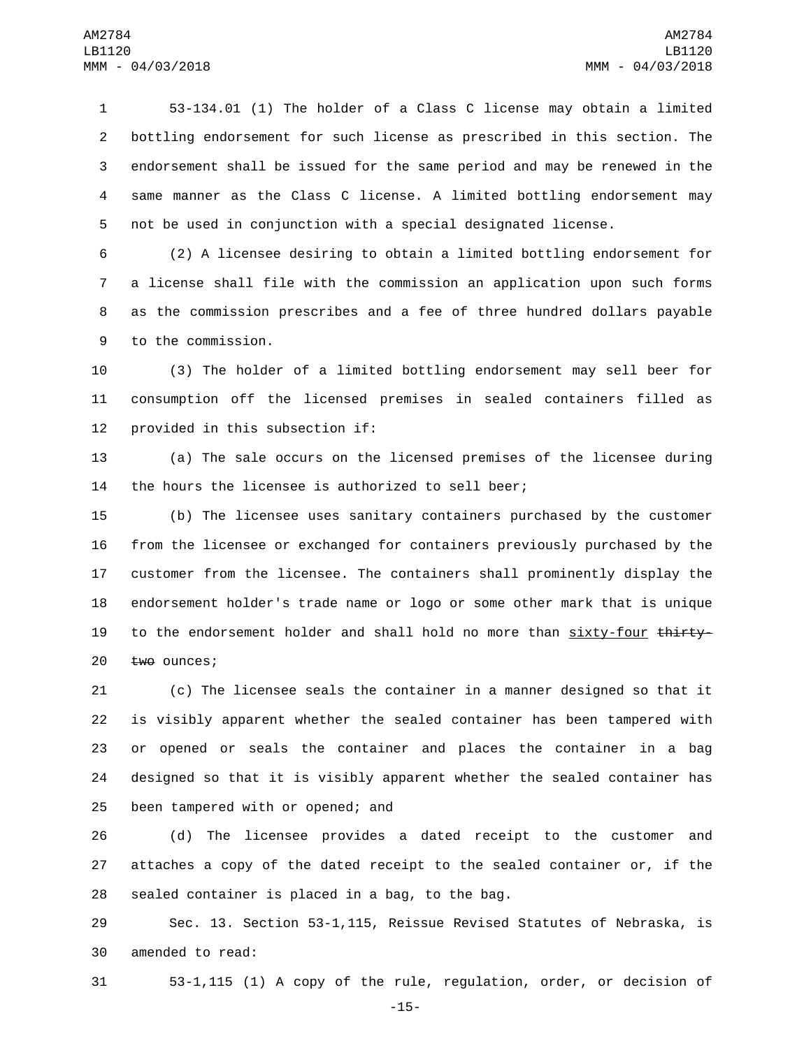53-134.01 (1) The holder of a Class C license may obtain a limited bottling endorsement for such license as prescribed in this section. The endorsement shall be issued for the same period and may be renewed in the same manner as the Class C license. A limited bottling endorsement may not be used in conjunction with a special designated license.

(2) A licensee desiring to obtain a limited bottling endorsement for a license shall file with the commission an application upon such forms as the commission prescribes and a fee of three hundred dollars payable to the commission.

(3) The holder of a limited bottling endorsement may sell beer for consumption off the licensed premises in sealed containers filled as provided in this subsection if:

(a) The sale occurs on the licensed premises of the licensee during the hours the licensee is authorized to sell beer;

(b) The licensee uses sanitary containers purchased by the customer from the licensee or exchanged for containers previously purchased by the customer from the licensee. The containers shall prominently display the endorsement holder's trade name or logo or some other mark that is unique to the endorsement holder and shall hold no more than <u>sixty-four</u> ~~thirty-two~~ ounces;

(c) The licensee seals the container in a manner designed so that it is visibly apparent whether the sealed container has been tampered with or opened or seals the container and places the container in a bag designed so that it is visibly apparent whether the sealed container has been tampered with or opened; and

(d) The licensee provides a dated receipt to the customer and attaches a copy of the dated receipt to the sealed container or, if the sealed container is placed in a bag, to the bag.

Sec. 13. Section 53-1,115, Reissue Revised Statutes of Nebraska, is amended to read:

53-1,115 (1) A copy of the rule, regulation, order, or decision of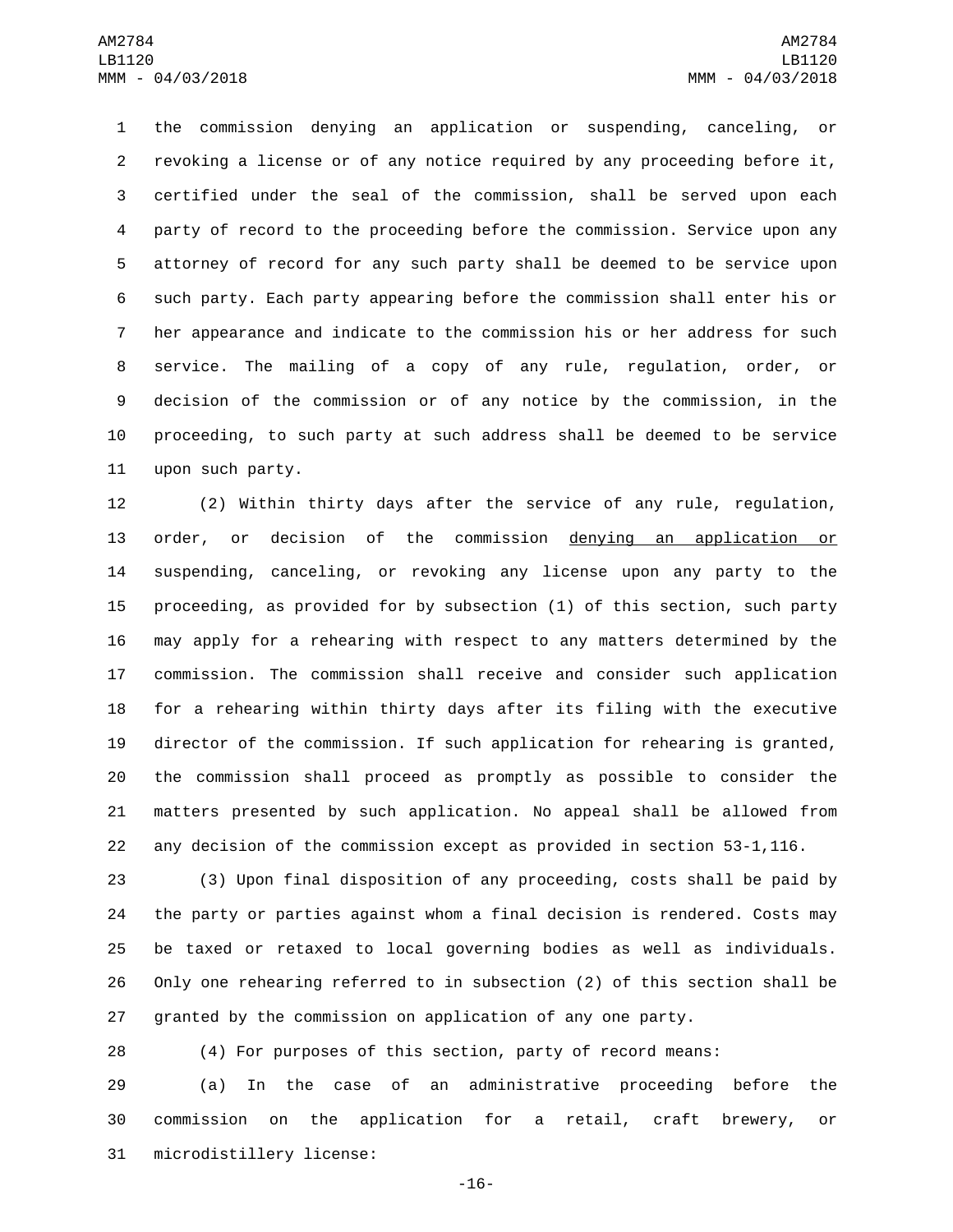the commission denying an application or suspending, canceling, or revoking a license or of any notice required by any proceeding before it, certified under the seal of the commission, shall be served upon each party of record to the proceeding before the commission. Service upon any attorney of record for any such party shall be deemed to be service upon such party. Each party appearing before the commission shall enter his or her appearance and indicate to the commission his or her address for such service. The mailing of a copy of any rule, regulation, order, or decision of the commission or of any notice by the commission, in the proceeding, to such party at such address shall be deemed to be service upon such party.

(2) Within thirty days after the service of any rule, regulation, order, or decision of the commission <u>denying an application or</u> suspending, canceling, or revoking any license upon any party to the proceeding, as provided for by subsection (1) of this section, such party may apply for a rehearing with respect to any matters determined by the commission. The commission shall receive and consider such application for a rehearing within thirty days after its filing with the executive director of the commission. If such application for rehearing is granted, the commission shall proceed as promptly as possible to consider the matters presented by such application. No appeal shall be allowed from any decision of the commission except as provided in section 53-1,116.

(3) Upon final disposition of any proceeding, costs shall be paid by the party or parties against whom a final decision is rendered. Costs may be taxed or retaxed to local governing bodies as well as individuals. Only one rehearing referred to in subsection (2) of this section shall be granted by the commission on application of any one party.

(4) For purposes of this section, party of record means:

(a) In the case of an administrative proceeding before the commission on the application for a retail, craft brewery, or microdistillery license: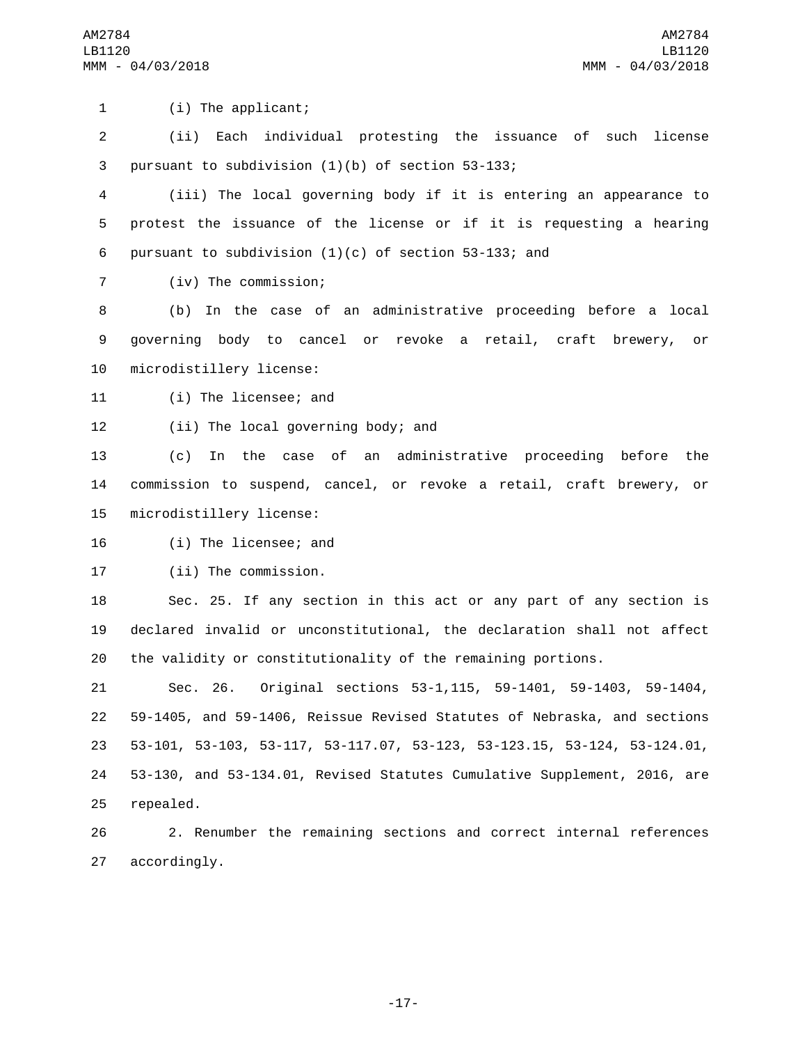(i) The applicant;

(ii) Each individual protesting the issuance of such license pursuant to subdivision (1)(b) of section 53-133;

(iii) The local governing body if it is entering an appearance to protest the issuance of the license or if it is requesting a hearing pursuant to subdivision (1)(c) of section 53-133; and

(iv) The commission;

(b) In the case of an administrative proceeding before a local governing body to cancel or revoke a retail, craft brewery, or microdistillery license:

(i) The licensee; and

(ii) The local governing body; and

(c) In the case of an administrative proceeding before the commission to suspend, cancel, or revoke a retail, craft brewery, or microdistillery license:

(i) The licensee; and

(ii) The commission.

Sec. 25. If any section in this act or any part of any section is declared invalid or unconstitutional, the declaration shall not affect the validity or constitutionality of the remaining portions.

Sec. 26. Original sections 53-1,115, 59-1401, 59-1403, 59-1404, 59-1405, and 59-1406, Reissue Revised Statutes of Nebraska, and sections 53-101, 53-103, 53-117, 53-117.07, 53-123, 53-123.15, 53-124, 53-124.01, 53-130, and 53-134.01, Revised Statutes Cumulative Supplement, 2016, are repealed.

2. Renumber the remaining sections and correct internal references accordingly.